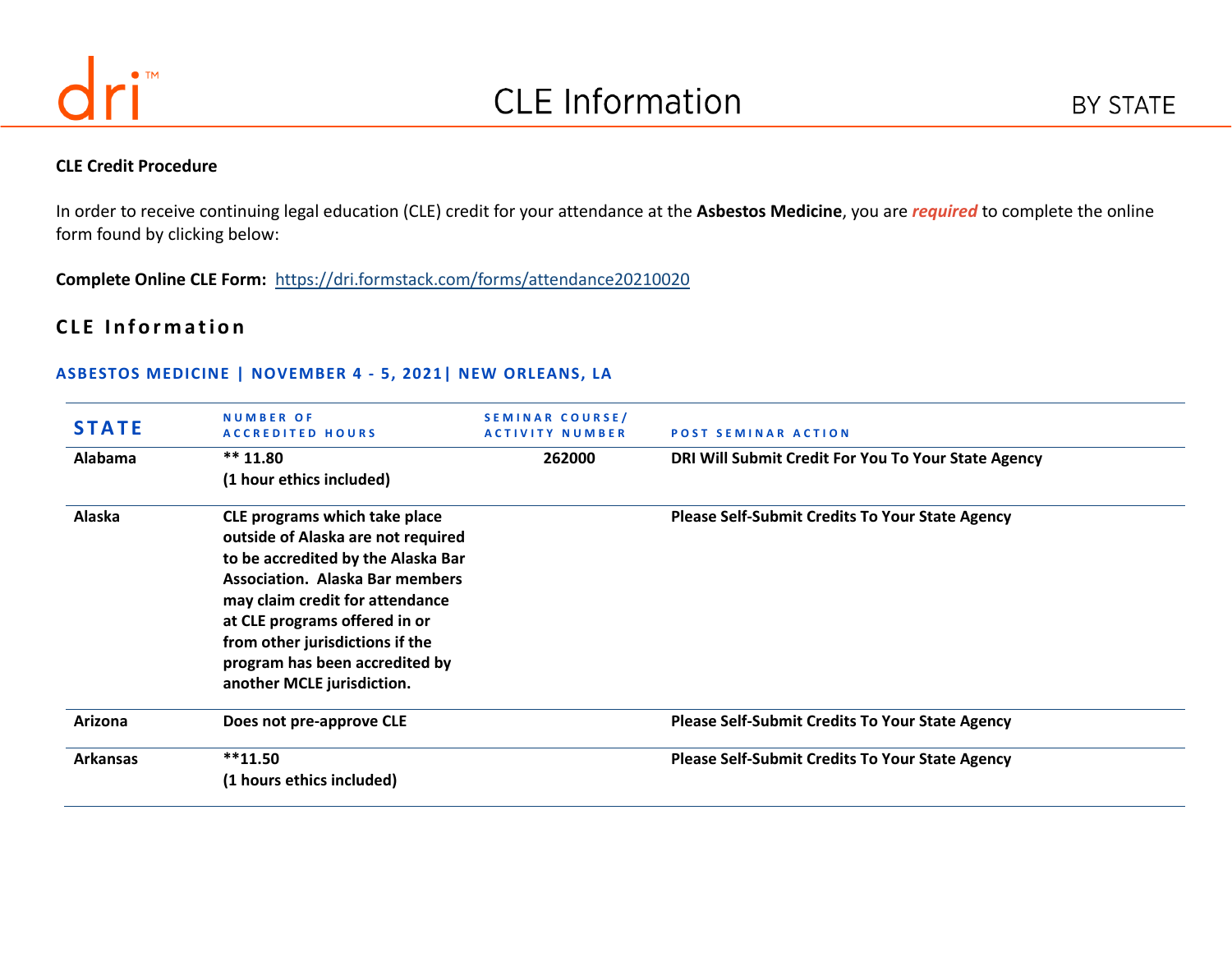# CLE Information BY STATE

**CLE Credit Procedure**

In order to receive continuing legal education (CLE) credit for your attendance at the **Asbestos Medicine**, you are ***required*** to complete the online form found by clicking below:

**Complete Online CLE Form:** https://dri.formstack.com/forms/attendance20210020

## CLE Information

### ASBESTOS MEDICINE | NOVEMBER 4 - 5, 2021| NEW ORLEANS, LA

| STATE | NUMBER OF ACCREDITED HOURS | SEMINAR COURSE/ ACTIVITY NUMBER | POST SEMINAR ACTION |
|---|---|---|---|
| Alabama | ** 11.80<br>(1 hour ethics included) | 262000 | DRI Will Submit Credit For You To Your State Agency |
| Alaska | CLE programs which take place outside of Alaska are not required to be accredited by the Alaska Bar Association. Alaska Bar members may claim credit for attendance at CLE programs offered in or from other jurisdictions if the program has been accredited by another MCLE jurisdiction. | | Please Self-Submit Credits To Your State Agency |
| Arizona | Does not pre-approve CLE | | Please Self-Submit Credits To Your State Agency |
| Arkansas | **11.50<br>(1 hours ethics included) | | Please Self-Submit Credits To Your State Agency |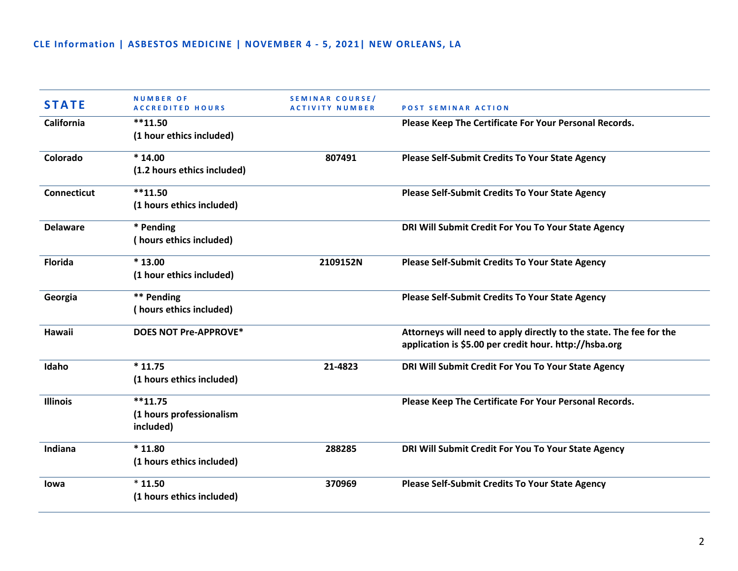CLE Information | ASBESTOS MEDICINE | NOVEMBER 4 - 5, 2021| NEW ORLEANS, LA

| STATE | NUMBER OF ACCREDITED HOURS | SEMINAR COURSE/ ACTIVITY NUMBER | POST SEMINAR ACTION |
|---|---|---|---|
| **California** | **\*\*11.50<br>(1 hour ethics included)** | | **Please Keep The Certificate For Your Personal Records.** |
| **Colorado** | **\* 14.00<br>(1.2 hours ethics included)** | **807491** | **Please Self-Submit Credits To Your State Agency** |
| **Connecticut** | **\*\*11.50<br>(1 hours ethics included)** | | **Please Self-Submit Credits To Your State Agency** |
| **Delaware** | **\* Pending<br>( hours ethics included)** | | **DRI Will Submit Credit For You To Your State Agency** |
| **Florida** | **\* 13.00<br>(1 hour ethics included)** | **2109152N** | **Please Self-Submit Credits To Your State Agency** |
| **Georgia** | **\*\* Pending<br>( hours ethics included)** | | **Please Self-Submit Credits To Your State Agency** |
| **Hawaii** | **DOES NOT Pre-APPROVE\*** | | **Attorneys will need to apply directly to the state. The fee for the application is $5.00 per credit hour. http://hsba.org** |
| **Idaho** | **\* 11.75<br>(1 hours ethics included)** | **21-4823** | **DRI Will Submit Credit For You To Your State Agency** |
| **Illinois** | **\*\*11.75<br>(1 hours professionalism included)** | | **Please Keep The Certificate For Your Personal Records.** |
| **Indiana** | **\* 11.80<br>(1 hours ethics included)** | **288285** | **DRI Will Submit Credit For You To Your State Agency** |
| **Iowa** | **\* 11.50<br>(1 hours ethics included)** | **370969** | **Please Self-Submit Credits To Your State Agency** |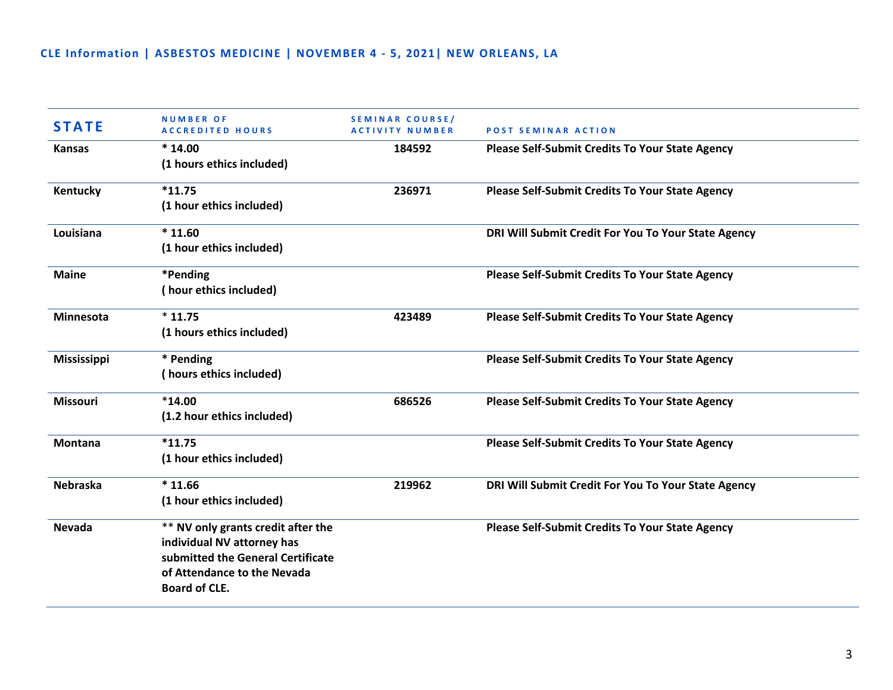CLE Information | ASBESTOS MEDICINE | NOVEMBER 4 - 5, 2021| NEW ORLEANS, LA

| STATE | NUMBER OF ACCREDITED HOURS | SEMINAR COURSE/ ACTIVITY NUMBER | POST SEMINAR ACTION |
|---|---|---|---|
| Kansas | * 14.00<br>(1 hours ethics included) | 184592 | Please Self-Submit Credits To Your State Agency |
| Kentucky | *11.75<br>(1 hour ethics included) | 236971 | Please Self-Submit Credits To Your State Agency |
| Louisiana | * 11.60<br>(1 hour ethics included) | | DRI Will Submit Credit For You To Your State Agency |
| Maine | *Pending<br>( hour ethics included) | | Please Self-Submit Credits To Your State Agency |
| Minnesota | * 11.75<br>(1 hours ethics included) | 423489 | Please Self-Submit Credits To Your State Agency |
| Mississippi | * Pending<br>( hours ethics included) | | Please Self-Submit Credits To Your State Agency |
| Missouri | *14.00<br>(1.2 hour ethics included) | 686526 | Please Self-Submit Credits To Your State Agency |
| Montana | *11.75<br>(1 hour ethics included) | | Please Self-Submit Credits To Your State Agency |
| Nebraska | * 11.66<br>(1 hour ethics included) | 219962 | DRI Will Submit Credit For You To Your State Agency |
| Nevada | ** NV only grants credit after the individual NV attorney has submitted the General Certificate of Attendance to the Nevada Board of CLE. | | Please Self-Submit Credits To Your State Agency |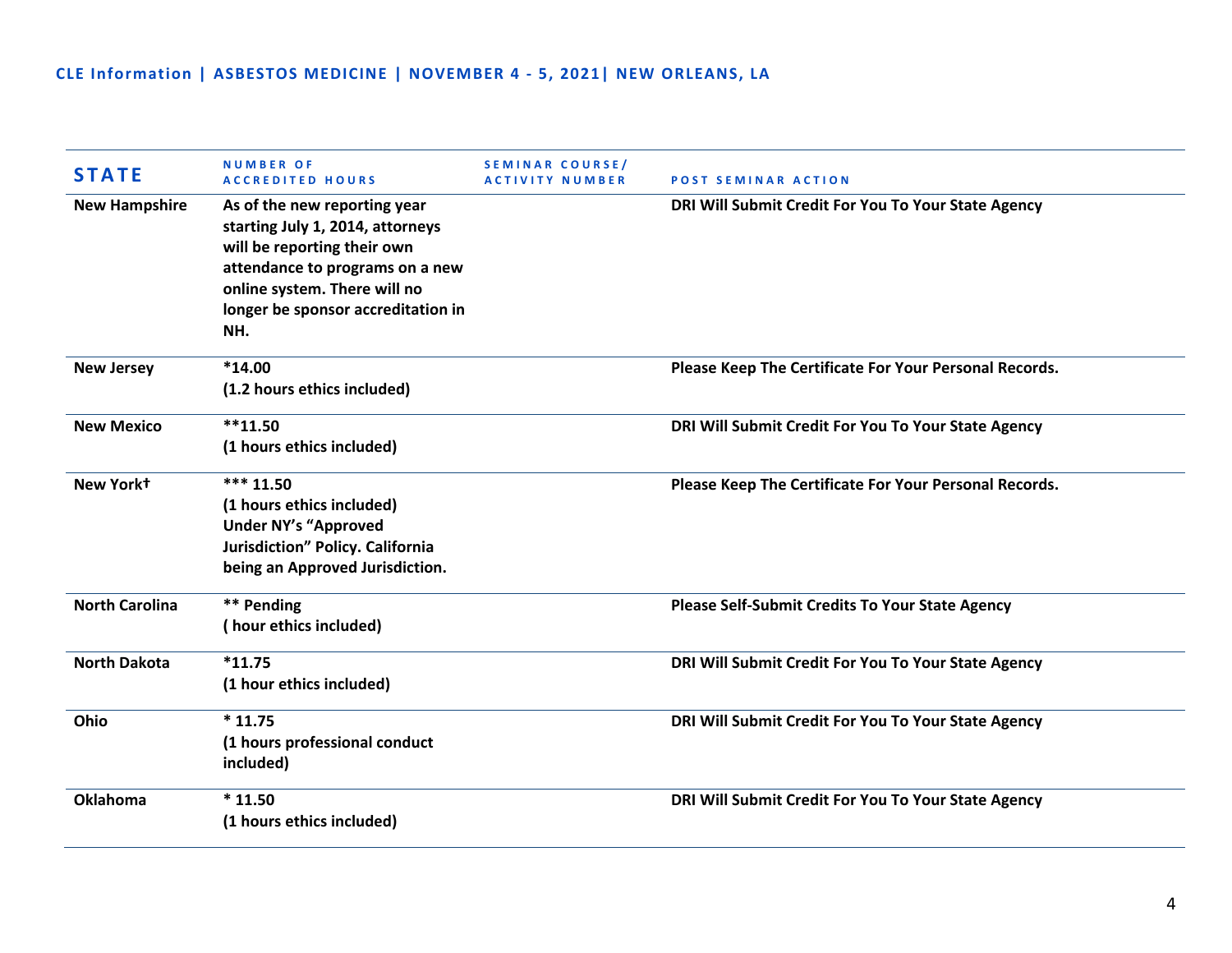CLE Information | ASBESTOS MEDICINE | NOVEMBER 4 - 5, 2021| NEW ORLEANS, LA

| STATE | NUMBER OF ACCREDITED HOURS | SEMINAR COURSE/ ACTIVITY NUMBER | POST SEMINAR ACTION |
|---|---|---|---|
| **New Hampshire** | **As of the new reporting year starting July 1, 2014, attorneys will be reporting their own attendance to programs on a new online system. There will no longer be sponsor accreditation in NH.** | | **DRI Will Submit Credit For You To Your State Agency** |
| **New Jersey** | **\*14.00 (1.2 hours ethics included)** | | **Please Keep The Certificate For Your Personal Records.** |
| **New Mexico** | **\*\*11.50 (1 hours ethics included)** | | **DRI Will Submit Credit For You To Your State Agency** |
| **New York†** | **\*\*\* 11.50 (1 hours ethics included) Under NY's "Approved Jurisdiction" Policy. California being an Approved Jurisdiction.** | | **Please Keep The Certificate For Your Personal Records.** |
| **North Carolina** | **\*\* Pending ( hour ethics included)** | | **Please Self-Submit Credits To Your State Agency** |
| **North Dakota** | **\*11.75 (1 hour ethics included)** | | **DRI Will Submit Credit For You To Your State Agency** |
| **Ohio** | **\* 11.75 (1 hours professional conduct included)** | | **DRI Will Submit Credit For You To Your State Agency** |
| **Oklahoma** | **\* 11.50 (1 hours ethics included)** | | **DRI Will Submit Credit For You To Your State Agency** |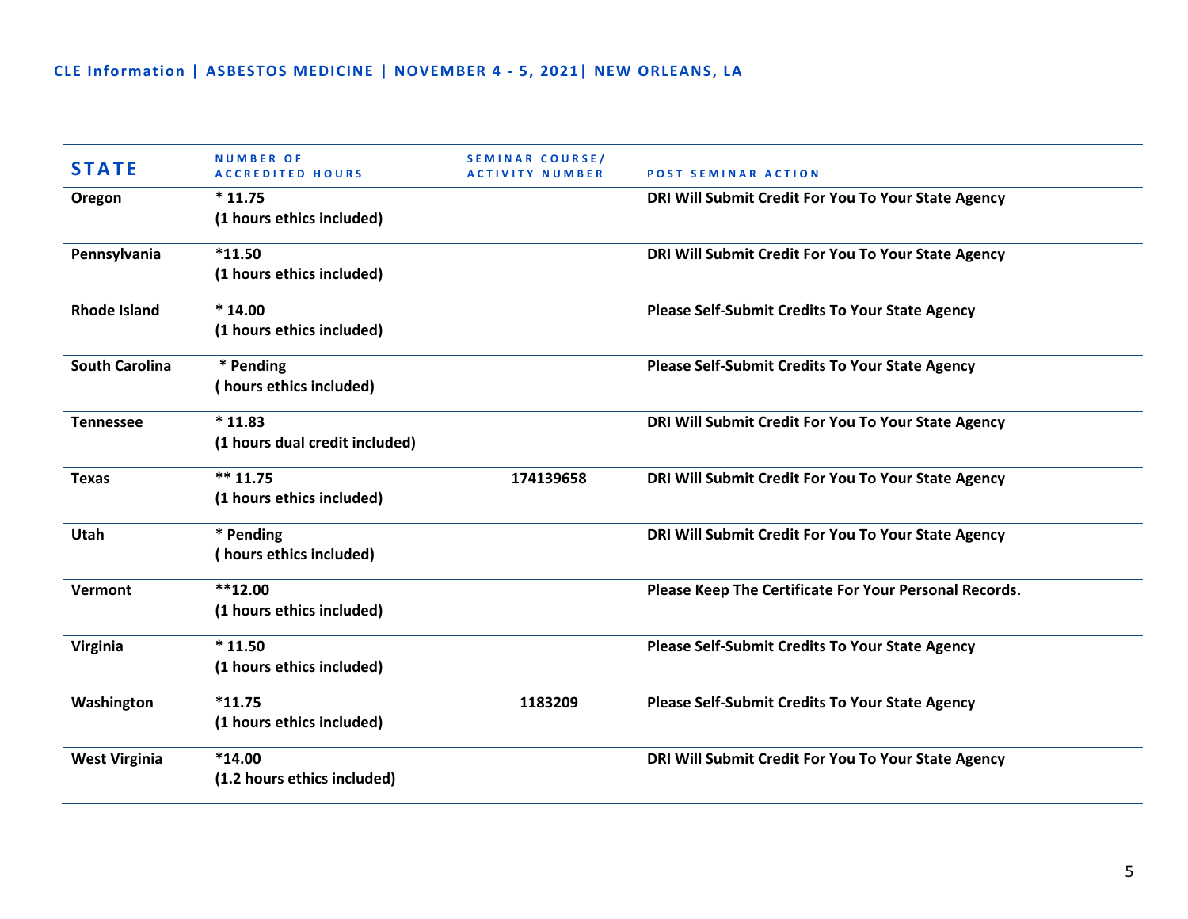**CLE Information | ASBESTOS MEDICINE | NOVEMBER 4 - 5, 2021| NEW ORLEANS, LA**

| STATE | NUMBER OF ACCREDITED HOURS | SEMINAR COURSE/ ACTIVITY NUMBER | POST SEMINAR ACTION |
|---|---|---|---|
| Oregon | * 11.75<br>(1 hours ethics included) | | DRI Will Submit Credit For You To Your State Agency |
| Pennsylvania | *11.50<br>(1 hours ethics included) | | DRI Will Submit Credit For You To Your State Agency |
| Rhode Island | * 14.00<br>(1 hours ethics included) | | Please Self-Submit Credits To Your State Agency |
| South Carolina | * Pending<br>( hours ethics included) | | Please Self-Submit Credits To Your State Agency |
| Tennessee | * 11.83<br>(1 hours dual credit included) | | DRI Will Submit Credit For You To Your State Agency |
| Texas | ** 11.75<br>(1 hours ethics included) | 174139658 | DRI Will Submit Credit For You To Your State Agency |
| Utah | * Pending<br>( hours ethics included) | | DRI Will Submit Credit For You To Your State Agency |
| Vermont | **12.00<br>(1 hours ethics included) | | Please Keep The Certificate For Your Personal Records. |
| Virginia | * 11.50<br>(1 hours ethics included) | | Please Self-Submit Credits To Your State Agency |
| Washington | *11.75<br>(1 hours ethics included) | 1183209 | Please Self-Submit Credits To Your State Agency |
| West Virginia | *14.00<br>(1.2 hours ethics included) | | DRI Will Submit Credit For You To Your State Agency |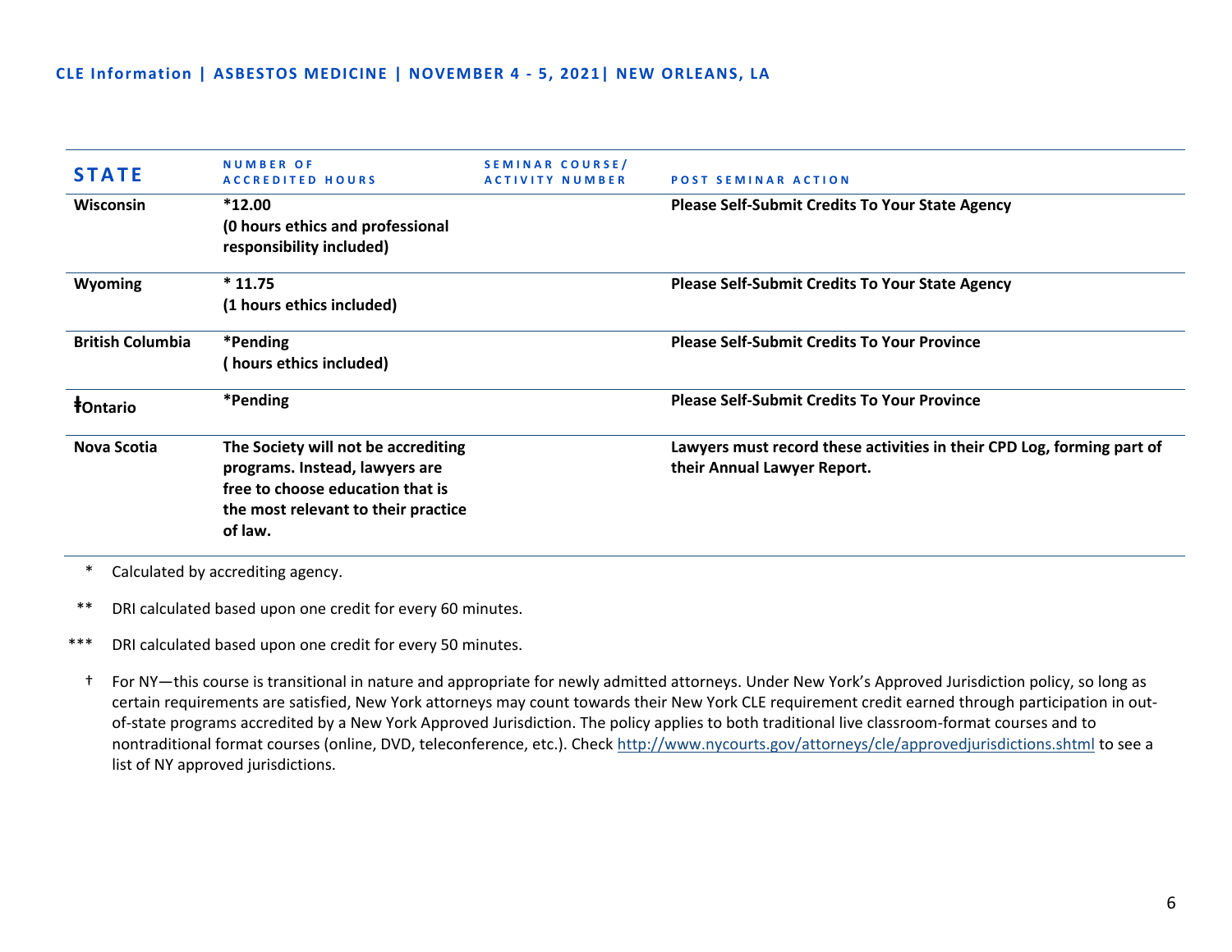**CLE Information | ASBESTOS MEDICINE | NOVEMBER 4 - 5, 2021| NEW ORLEANS, LA**

| STATE | NUMBER OF ACCREDITED HOURS | SEMINAR COURSE/ ACTIVITY NUMBER | POST SEMINAR ACTION |
|---|---|---|---|
| **Wisconsin** | ***12.00** **(0 hours ethics and professional responsibility included)** | | **Please Self-Submit Credits To Your State Agency** |
| **Wyoming** | *** 11.75** **(1 hours ethics included)** | | **Please Self-Submit Credits To Your State Agency** |
| **British Columbia** | ***Pending** **( hours ethics included)** | | **Please Self-Submit Credits To Your Province** |
| **ǂOntario** | ***Pending** | | **Please Self-Submit Credits To Your Province** |
| **Nova Scotia** | **The Society will not be accrediting programs. Instead, lawyers are free to choose education that is the most relevant to their practice of law.** | | **Lawyers must record these activities in their CPD Log, forming part of their Annual Lawyer Report.** |

\* Calculated by accrediting agency.

\** DRI calculated based upon one credit for every 60 minutes.

\*** DRI calculated based upon one credit for every 50 minutes.

† For NY—this course is transitional in nature and appropriate for newly admitted attorneys. Under New York's Approved Jurisdiction policy, so long as certain requirements are satisfied, New York attorneys may count towards their New York CLE requirement credit earned through participation in out-of-state programs accredited by a New York Approved Jurisdiction. The policy applies to both traditional live classroom-format courses and to nontraditional format courses (online, DVD, teleconference, etc.). Check http://www.nycourts.gov/attorneys/cle/approvedjurisdictions.shtml to see a list of NY approved jurisdictions.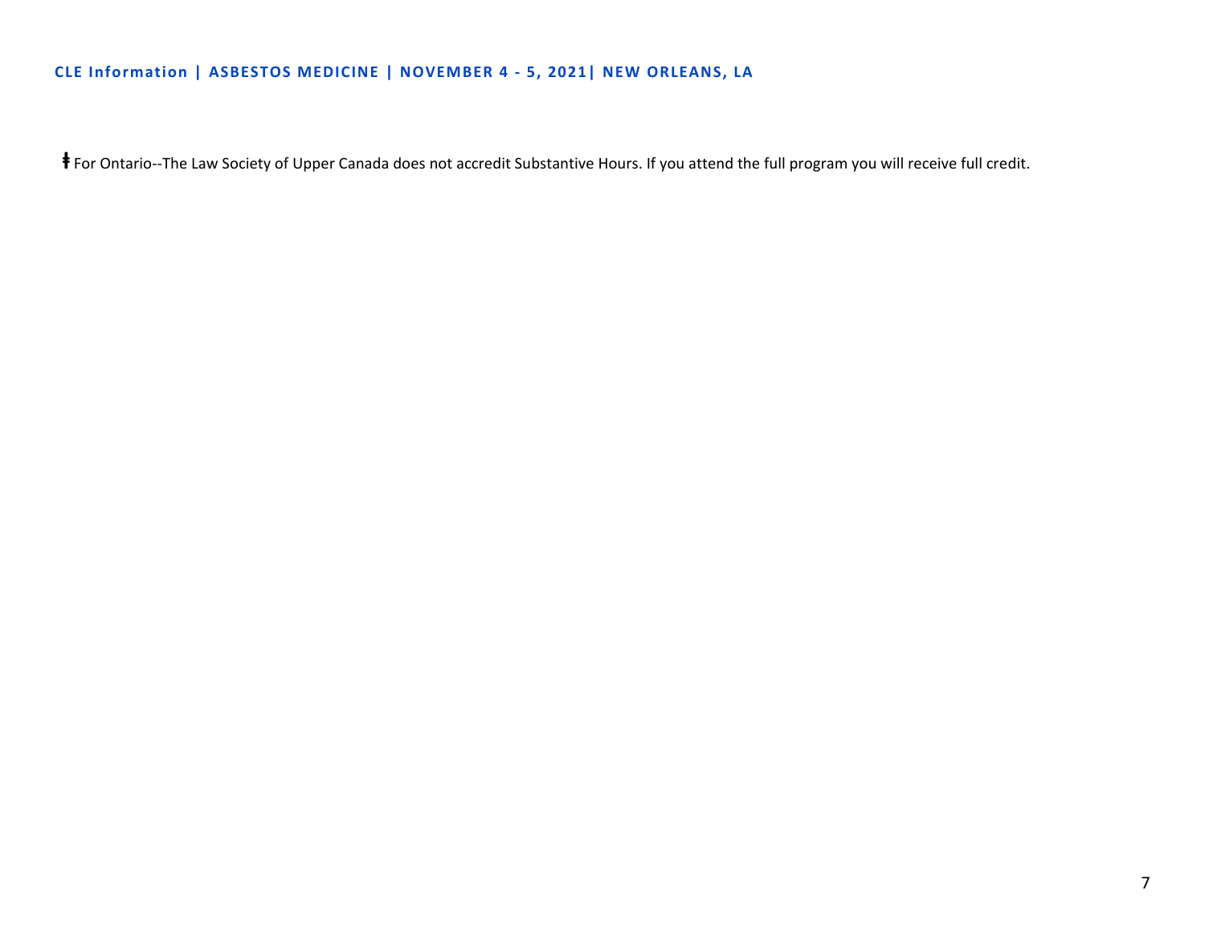ǂ For Ontario--The Law Society of Upper Canada does not accredit Substantive Hours. If you attend the full program you will receive full credit.